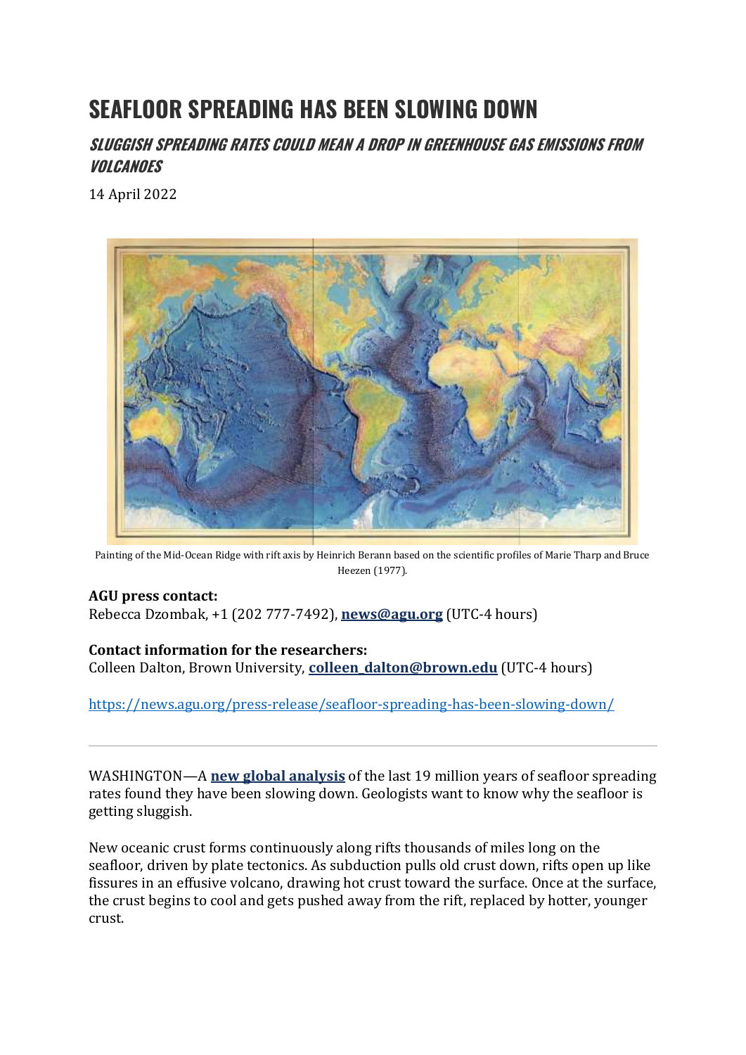# SEAFLOOR SPREADING HAS BEEN SLOWING DOWN

## *SLUGGISH SPREADING RATES COULD MEAN A DROP IN GREENHOUSE GAS EMISSIONS FROM VOLCANOES*

14 April 2022

Painting of the Mid-Ocean Ridge with rift axis by Heinrich Berann based on the scientific profiles of Marie Tharp and Bruce Heezen (1977).

**AGU press contact:**
Rebecca Dzombak, +1 (202 777-7492), **news@agu.org** (UTC-4 hours)

**Contact information for the researchers:**
Colleen Dalton, Brown University, **colleen_dalton@brown.edu** (UTC-4 hours)

https://news.agu.org/press-release/seafloor-spreading-has-been-slowing-down/

---

WASHINGTON—A **new global analysis** of the last 19 million years of seafloor spreading rates found they have been slowing down. Geologists want to know why the seafloor is getting sluggish.

New oceanic crust forms continuously along rifts thousands of miles long on the seafloor, driven by plate tectonics. As subduction pulls old crust down, rifts open up like fissures in an effusive volcano, drawing hot crust toward the surface. Once at the surface, the crust begins to cool and gets pushed away from the rift, replaced by hotter, younger crust.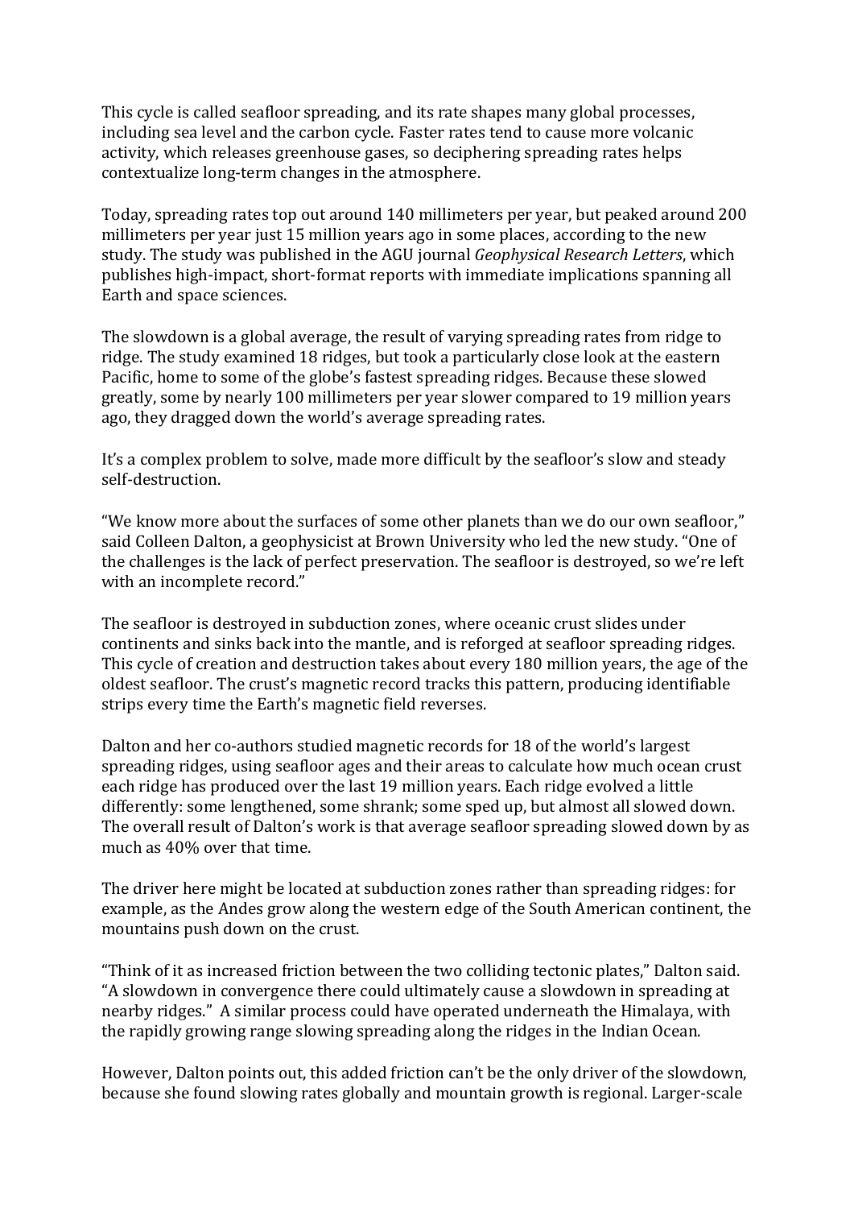This cycle is called seafloor spreading, and its rate shapes many global processes, including sea level and the carbon cycle. Faster rates tend to cause more volcanic activity, which releases greenhouse gases, so deciphering spreading rates helps contextualize long-term changes in the atmosphere.

Today, spreading rates top out around 140 millimeters per year, but peaked around 200 millimeters per year just 15 million years ago in some places, according to the new study. The study was published in the AGU journal *Geophysical Research Letters*, which publishes high-impact, short-format reports with immediate implications spanning all Earth and space sciences.

The slowdown is a global average, the result of varying spreading rates from ridge to ridge. The study examined 18 ridges, but took a particularly close look at the eastern Pacific, home to some of the globe's fastest spreading ridges. Because these slowed greatly, some by nearly 100 millimeters per year slower compared to 19 million years ago, they dragged down the world's average spreading rates.

It's a complex problem to solve, made more difficult by the seafloor's slow and steady self-destruction.

"We know more about the surfaces of some other planets than we do our own seafloor," said Colleen Dalton, a geophysicist at Brown University who led the new study. "One of the challenges is the lack of perfect preservation. The seafloor is destroyed, so we're left with an incomplete record."

The seafloor is destroyed in subduction zones, where oceanic crust slides under continents and sinks back into the mantle, and is reforged at seafloor spreading ridges. This cycle of creation and destruction takes about every 180 million years, the age of the oldest seafloor. The crust's magnetic record tracks this pattern, producing identifiable strips every time the Earth's magnetic field reverses.

Dalton and her co-authors studied magnetic records for 18 of the world's largest spreading ridges, using seafloor ages and their areas to calculate how much ocean crust each ridge has produced over the last 19 million years. Each ridge evolved a little differently: some lengthened, some shrank; some sped up, but almost all slowed down. The overall result of Dalton's work is that average seafloor spreading slowed down by as much as 40% over that time.

The driver here might be located at subduction zones rather than spreading ridges: for example, as the Andes grow along the western edge of the South American continent, the mountains push down on the crust.

"Think of it as increased friction between the two colliding tectonic plates," Dalton said. "A slowdown in convergence there could ultimately cause a slowdown in spreading at nearby ridges." A similar process could have operated underneath the Himalaya, with the rapidly growing range slowing spreading along the ridges in the Indian Ocean.

However, Dalton points out, this added friction can't be the only driver of the slowdown, because she found slowing rates globally and mountain growth is regional. Larger-scale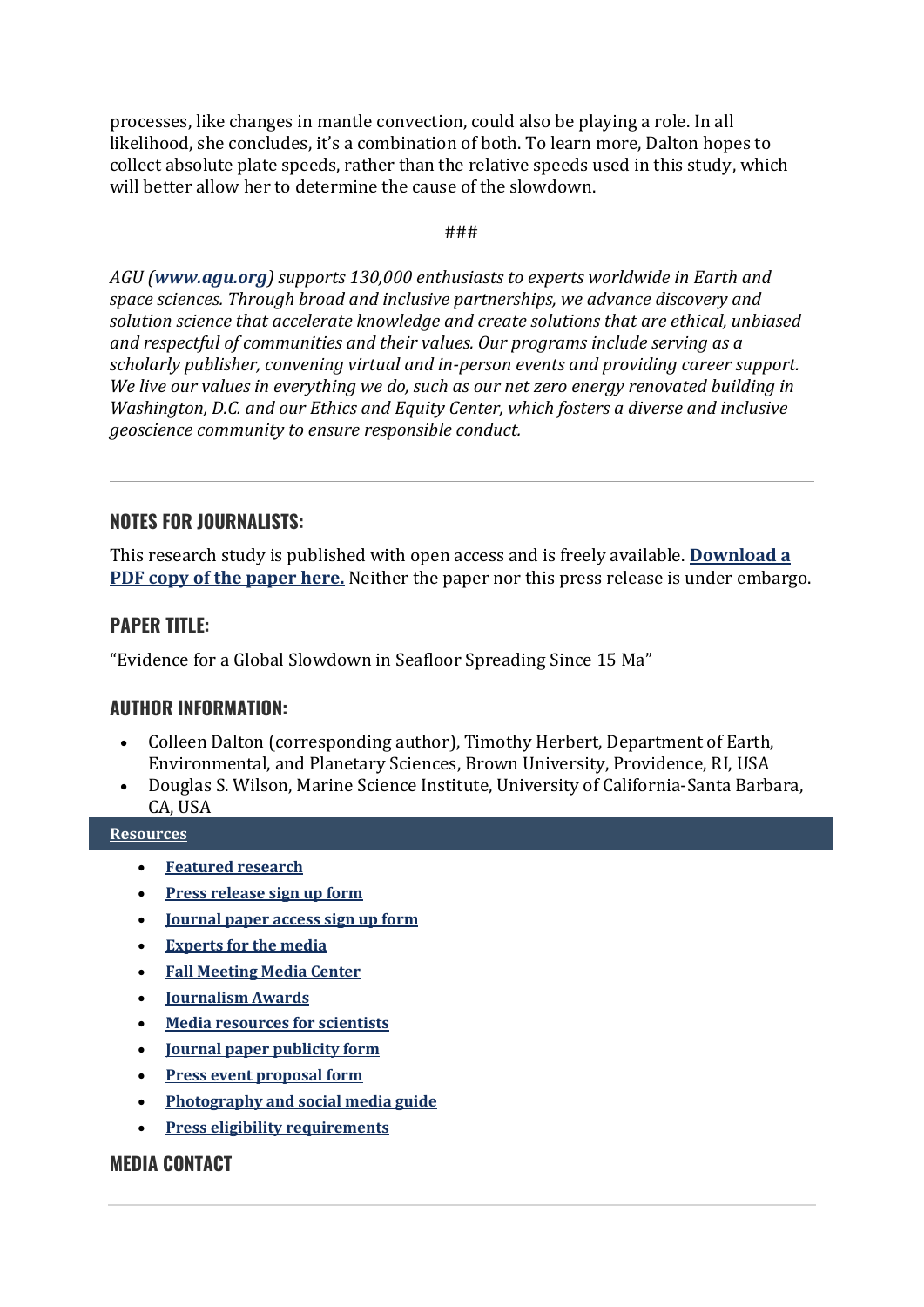processes, like changes in mantle convection, could also be playing a role. In all likelihood, she concludes, it's a combination of both. To learn more, Dalton hopes to collect absolute plate speeds, rather than the relative speeds used in this study, which will better allow her to determine the cause of the slowdown.

###

*AU (**www.agu.org**) supports 130,000 enthusiasts to experts worldwide in Earth and space sciences. Through broad and inclusive partnerships, we advance discovery and solution science that accelerate knowledge and create solutions that are ethical, unbiased and respectful of communities and their values. Our programs include serving as a scholarly publisher, convening virtual and in-person events and providing career support. We live our values in everything we do, such as our net zero energy renovated building in Washington, D.C. and our Ethics and Equity Center, which fosters a diverse and inclusive geoscience community to ensure responsible conduct.*

---

## NOTES FOR JOURNALISTS:

This research study is published with open access and is freely available. **Download a PDF copy of the paper here.** Neither the paper nor this press release is under embargo.

## PAPER TITLE:

"Evidence for a Global Slowdown in Seafloor Spreading Since 15 Ma"

## AUTHOR INFORMATION:

- Colleen Dalton (corresponding author), Timothy Herbert, Department of Earth, Environmental, and Planetary Sciences, Brown University, Providence, RI, USA
- Douglas S. Wilson, Marine Science Institute, University of California-Santa Barbara, CA, USA

**Resources**

- **Featured research**
- **Press release sign up form**
- **Journal paper access sign up form**
- **Experts for the media**
- **Fall Meeting Media Center**
- **Journalism Awards**
- **Media resources for scientists**
- **Journal paper publicity form**
- **Press event proposal form**
- **Photography and social media guide**
- **Press eligibility requirements**

## MEDIA CONTACT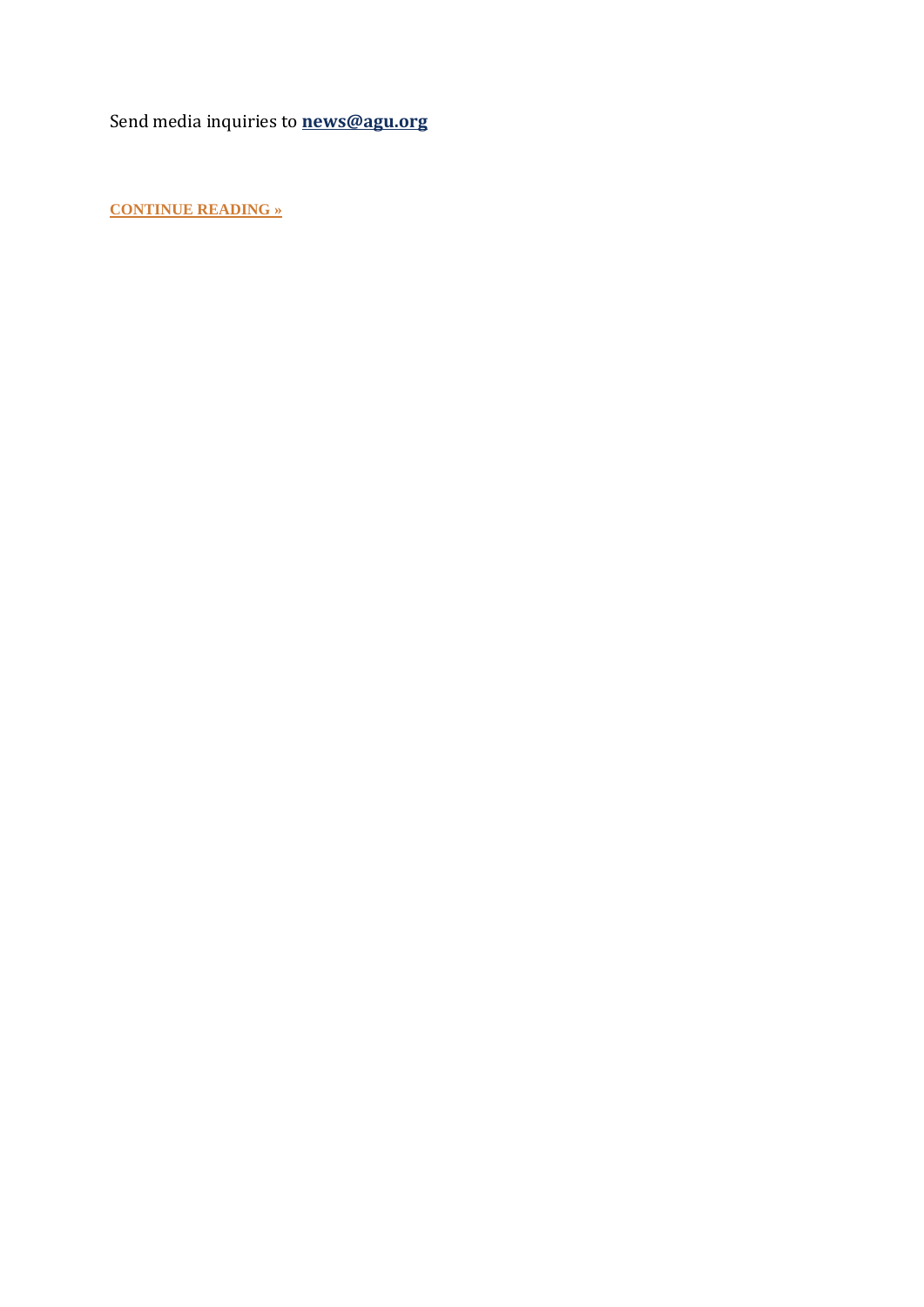Send media inquiries to **news@agu.org**

**CONTINUE READING »**